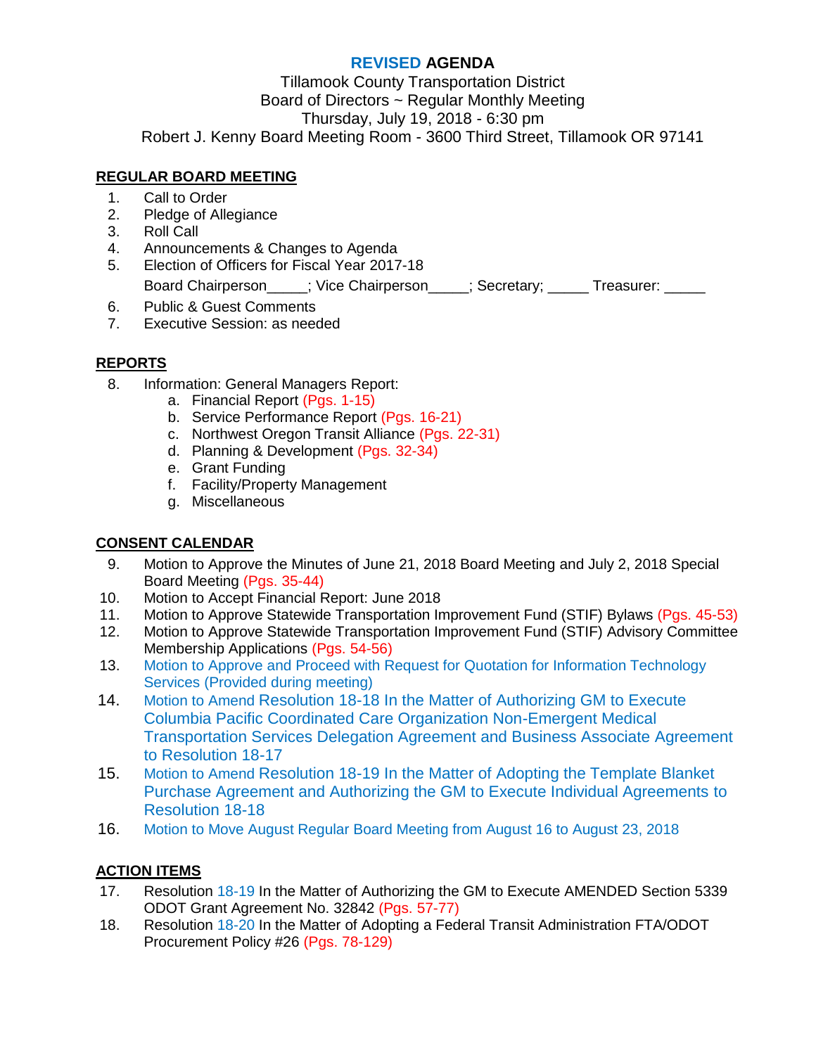# REVISED AGENDA

Tillamook County Transportation District
Board of Directors ~ Regular Monthly Meeting
Thursday, July 19, 2018 - 6:30 pm
Robert J. Kenny Board Meeting Room - 3600 Third Street, Tillamook OR 97141

## REGULAR BOARD MEETING

1. Call to Order
2. Pledge of Allegiance
3. Roll Call
4. Announcements & Changes to Agenda
5. Election of Officers for Fiscal Year 2017-18

   Board Chairperson_____; Vice Chairperson_____; Secretary; _____ Treasurer: _____
6. Public & Guest Comments
7. Executive Session: as needed

## REPORTS

8. Information: General Managers Report:
   a. Financial Report (Pgs. 1-15)
   b. Service Performance Report (Pgs. 16-21)
   c. Northwest Oregon Transit Alliance (Pgs. 22-31)
   d. Planning & Development (Pgs. 32-34)
   e. Grant Funding
   f. Facility/Property Management
   g. Miscellaneous

## CONSENT CALENDAR

9. Motion to Approve the Minutes of June 21, 2018 Board Meeting and July 2, 2018 Special Board Meeting (Pgs. 35-44)
10. Motion to Accept Financial Report: June 2018
11. Motion to Approve Statewide Transportation Improvement Fund (STIF) Bylaws (Pgs. 45-53)
12. Motion to Approve Statewide Transportation Improvement Fund (STIF) Advisory Committee Membership Applications (Pgs. 54-56)
13. Motion to Approve and Proceed with Request for Quotation for Information Technology Services (Provided during meeting)
14. Motion to Amend Resolution 18-18 In the Matter of Authorizing GM to Execute Columbia Pacific Coordinated Care Organization Non-Emergent Medical Transportation Services Delegation Agreement and Business Associate Agreement to Resolution 18-17
15. Motion to Amend Resolution 18-19 In the Matter of Adopting the Template Blanket Purchase Agreement and Authorizing the GM to Execute Individual Agreements to Resolution 18-18
16. Motion to Move August Regular Board Meeting from August 16 to August 23, 2018

## ACTION ITEMS

17. Resolution 18-19 In the Matter of Authorizing the GM to Execute AMENDED Section 5339 ODOT Grant Agreement No. 32842 (Pgs. 57-77)
18. Resolution 18-20 In the Matter of Adopting a Federal Transit Administration FTA/ODOT Procurement Policy #26 (Pgs. 78-129)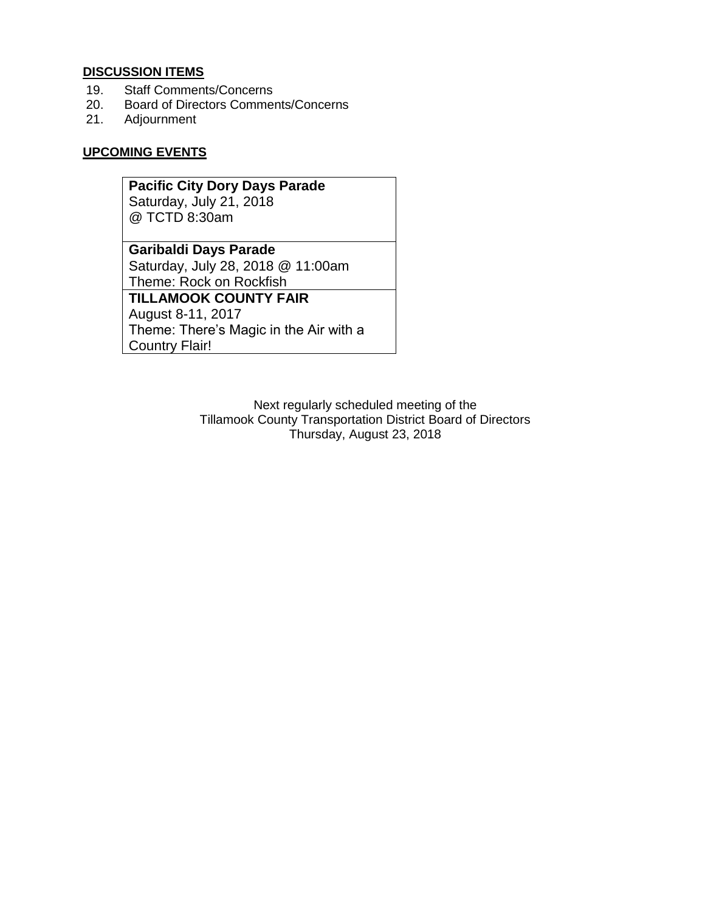**DISCUSSION ITEMS**

19. Staff Comments/Concerns
20. Board of Directors Comments/Concerns
21. Adjournment

**UPCOMING EVENTS**

| |
|---|
| **Pacific City Dory Days Parade**<br>Saturday, July 21, 2018<br>@ TCTD 8:30am |
| **Garibaldi Days Parade**<br>Saturday, July 28, 2018 @ 11:00am<br>Theme: Rock on Rockfish |
| **TILLAMOOK COUNTY FAIR**<br>August 8-11, 2017<br>Theme: There's Magic in the Air with a Country Flair! |

Next regularly scheduled meeting of the
Tillamook County Transportation District Board of Directors
Thursday, August 23, 2018